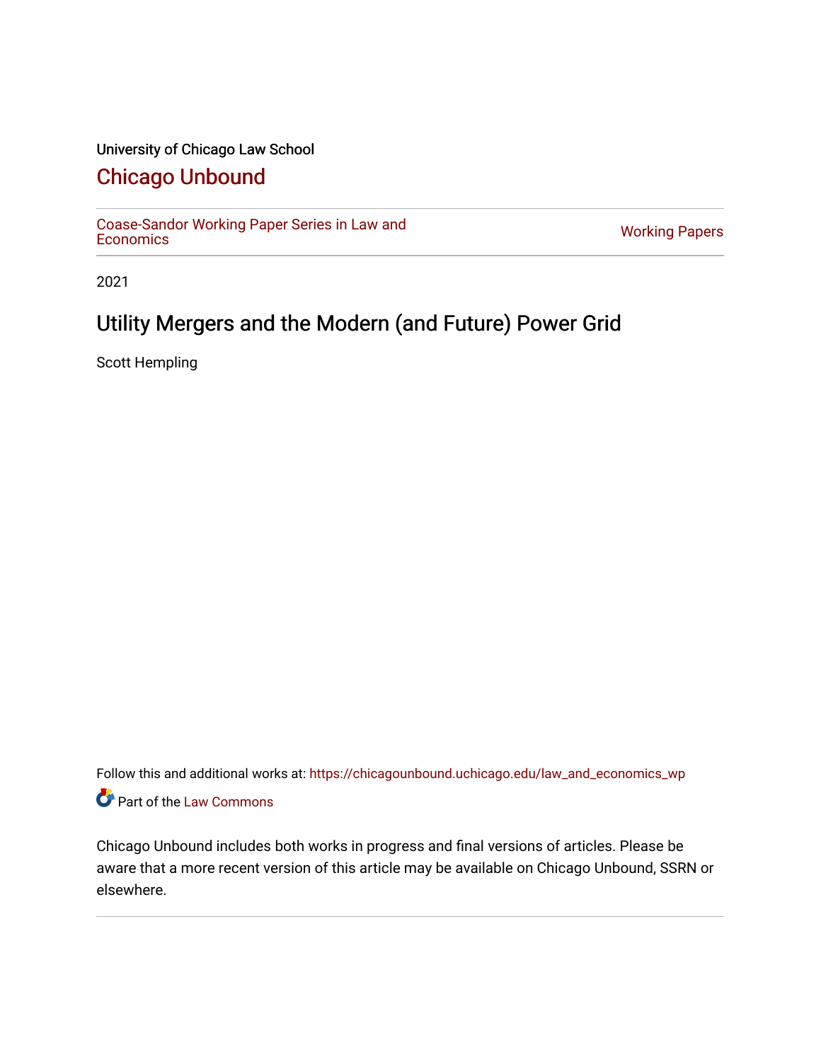University of Chicago Law School

## Chicago Unbound

Coase-Sandor Working Paper Series in Law and Economics | Working Papers

2021

# Utility Mergers and the Modern (and Future) Power Grid

Scott Hempling

Follow this and additional works at: https://chicagounbound.uchicago.edu/law_and_economics_wp

Part of the Law Commons

Chicago Unbound includes both works in progress and final versions of articles. Please be aware that a more recent version of this article may be available on Chicago Unbound, SSRN or elsewhere.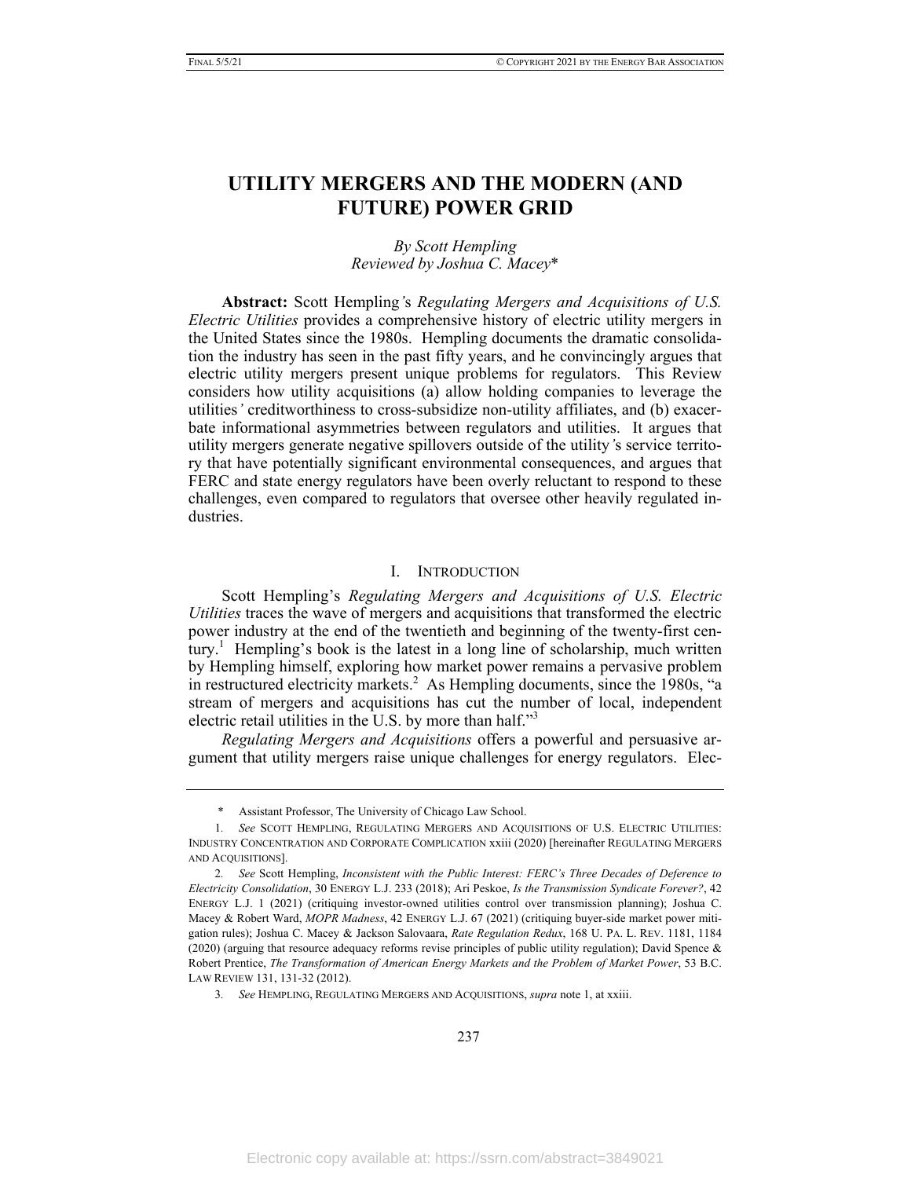# UTILITY MERGERS AND THE MODERN (AND FUTURE) POWER GRID

*By Scott Hempling*
*Reviewed by Joshua C. Macey**

**Abstract:** Scott Hempling*'s* *Regulating Mergers and Acquisitions of U.S. Electric Utilities* provides a comprehensive history of electric utility mergers in the United States since the 1980s. Hempling documents the dramatic consolidation the industry has seen in the past fifty years, and he convincingly argues that electric utility mergers present unique problems for regulators. This Review considers how utility acquisitions (a) allow holding companies to leverage the utilities*'* creditworthiness to cross-subsidize non-utility affiliates, and (b) exacerbate informational asymmetries between regulators and utilities. It argues that utility mergers generate negative spillovers outside of the utility*'*s service territory that have potentially significant environmental consequences, and argues that FERC and state energy regulators have been overly reluctant to respond to these challenges, even compared to regulators that oversee other heavily regulated industries.

## I. INTRODUCTION

Scott Hempling's *Regulating Mergers and Acquisitions of U.S. Electric Utilities* traces the wave of mergers and acquisitions that transformed the electric power industry at the end of the twentieth and beginning of the twenty-first century.[1] Hempling's book is the latest in a long line of scholarship, much written by Hempling himself, exploring how market power remains a pervasive problem in restructured electricity markets.[2] As Hempling documents, since the 1980s, "a stream of mergers and acquisitions has cut the number of local, independent electric retail utilities in the U.S. by more than half."[3]

*Regulating Mergers and Acquisitions* offers a powerful and persuasive argument that utility mergers raise unique challenges for energy regulators. Elec-

---

\* Assistant Professor, The University of Chicago Law School.

1. *See* SCOTT HEMPLING, REGULATING MERGERS AND ACQUISITIONS OF U.S. ELECTRIC UTILITIES: INDUSTRY CONCENTRATION AND CORPORATE COMPLICATION xxiii (2020) [hereinafter REGULATING MERGERS AND ACQUISITIONS].

2. *See* Scott Hempling, *Inconsistent with the Public Interest: FERC's Three Decades of Deference to Electricity Consolidation*, 30 ENERGY L.J. 233 (2018); Ari Peskoe, *Is the Transmission Syndicate Forever?*, 42 ENERGY L.J. 1 (2021) (critiquing investor-owned utilities control over transmission planning); Joshua C. Macey & Robert Ward, *MOPR Madness*, 42 ENERGY L.J. 67 (2021) (critiquing buyer-side market power mitigation rules); Joshua C. Macey & Jackson Salovaara, *Rate Regulation Redux*, 168 U. PA. L. REV. 1181, 1184 (2020) (arguing that resource adequacy reforms revise principles of public utility regulation); David Spence & Robert Prentice, *The Transformation of American Energy Markets and the Problem of Market Power*, 53 B.C. LAW REVIEW 131, 131-32 (2012).

3. *See* HEMPLING, REGULATING MERGERS AND ACQUISITIONS, *supra* note 1, at xxiii.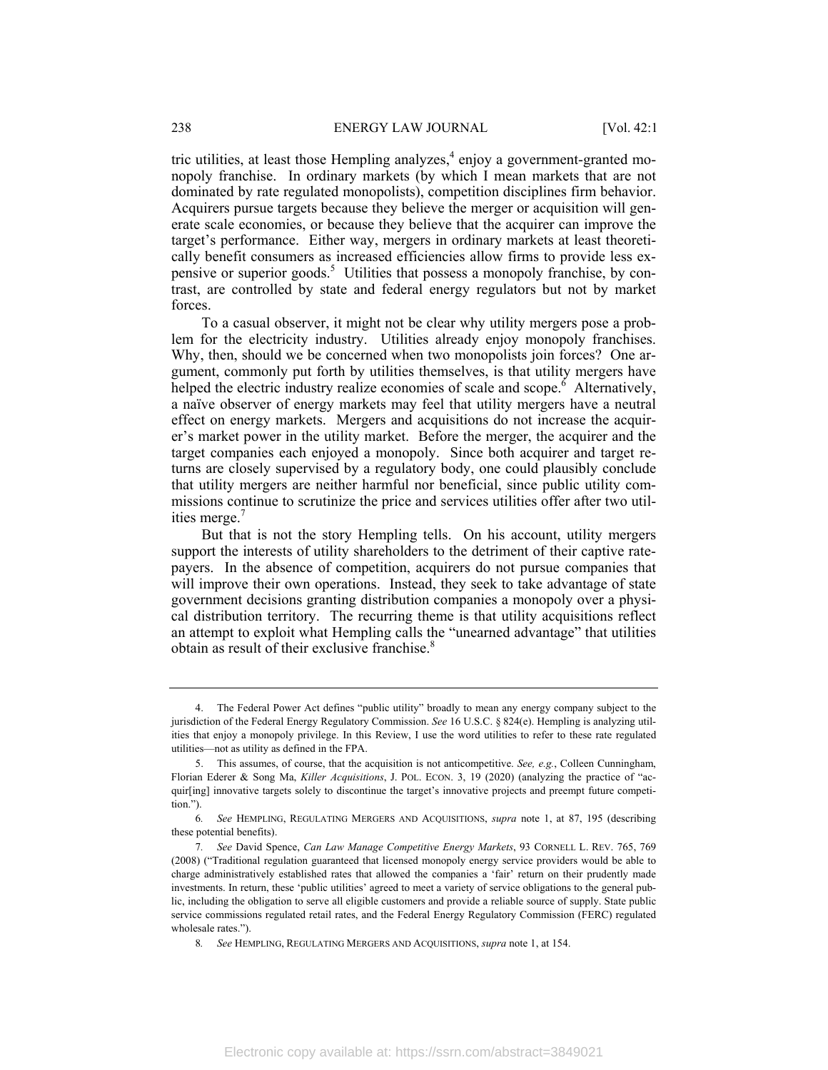tric utilities, at least those Hempling analyzes,[4] enjoy a government-granted monopoly franchise. In ordinary markets (by which I mean markets that are not dominated by rate regulated monopolists), competition disciplines firm behavior. Acquirers pursue targets because they believe the merger or acquisition will generate scale economies, or because they believe that the acquirer can improve the target's performance. Either way, mergers in ordinary markets at least theoretically benefit consumers as increased efficiencies allow firms to provide less expensive or superior goods.[5] Utilities that possess a monopoly franchise, by contrast, are controlled by state and federal energy regulators but not by market forces.

To a casual observer, it might not be clear why utility mergers pose a problem for the electricity industry. Utilities already enjoy monopoly franchises. Why, then, should we be concerned when two monopolists join forces? One argument, commonly put forth by utilities themselves, is that utility mergers have helped the electric industry realize economies of scale and scope.[6] Alternatively, a naïve observer of energy markets may feel that utility mergers have a neutral effect on energy markets. Mergers and acquisitions do not increase the acquirer's market power in the utility market. Before the merger, the acquirer and the target companies each enjoyed a monopoly. Since both acquirer and target returns are closely supervised by a regulatory body, one could plausibly conclude that utility mergers are neither harmful nor beneficial, since public utility commissions continue to scrutinize the price and services utilities offer after two utilities merge.[7]

But that is not the story Hempling tells. On his account, utility mergers support the interests of utility shareholders to the detriment of their captive ratepayers. In the absence of competition, acquirers do not pursue companies that will improve their own operations. Instead, they seek to take advantage of state government decisions granting distribution companies a monopoly over a physical distribution territory. The recurring theme is that utility acquisitions reflect an attempt to exploit what Hempling calls the "unearned advantage" that utilities obtain as result of their exclusive franchise.[8]

---

4. The Federal Power Act defines "public utility" broadly to mean any energy company subject to the jurisdiction of the Federal Energy Regulatory Commission. *See* 16 U.S.C. § 824(e). Hempling is analyzing utilities that enjoy a monopoly privilege. In this Review, I use the word utilities to refer to these rate regulated utilities—not as utility as defined in the FPA.

5. This assumes, of course, that the acquisition is not anticompetitive. *See, e.g.*, Colleen Cunningham, Florian Ederer & Song Ma, *Killer Acquisitions*, J. POL. ECON. 3, 19 (2020) (analyzing the practice of "acquir[ing] innovative targets solely to discontinue the target's innovative projects and preempt future competition.").

6. *See* HEMPLING, REGULATING MERGERS AND ACQUISITIONS, *supra* note 1, at 87, 195 (describing these potential benefits).

7. *See* David Spence, *Can Law Manage Competitive Energy Markets*, 93 CORNELL L. REV. 765, 769 (2008) ("Traditional regulation guaranteed that licensed monopoly energy service providers would be able to charge administratively established rates that allowed the companies a 'fair' return on their prudently made investments. In return, these 'public utilities' agreed to meet a variety of service obligations to the general public, including the obligation to serve all eligible customers and provide a reliable source of supply. State public service commissions regulated retail rates, and the Federal Energy Regulatory Commission (FERC) regulated wholesale rates.").

8. *See* HEMPLING, REGULATING MERGERS AND ACQUISITIONS, *supra* note 1, at 154.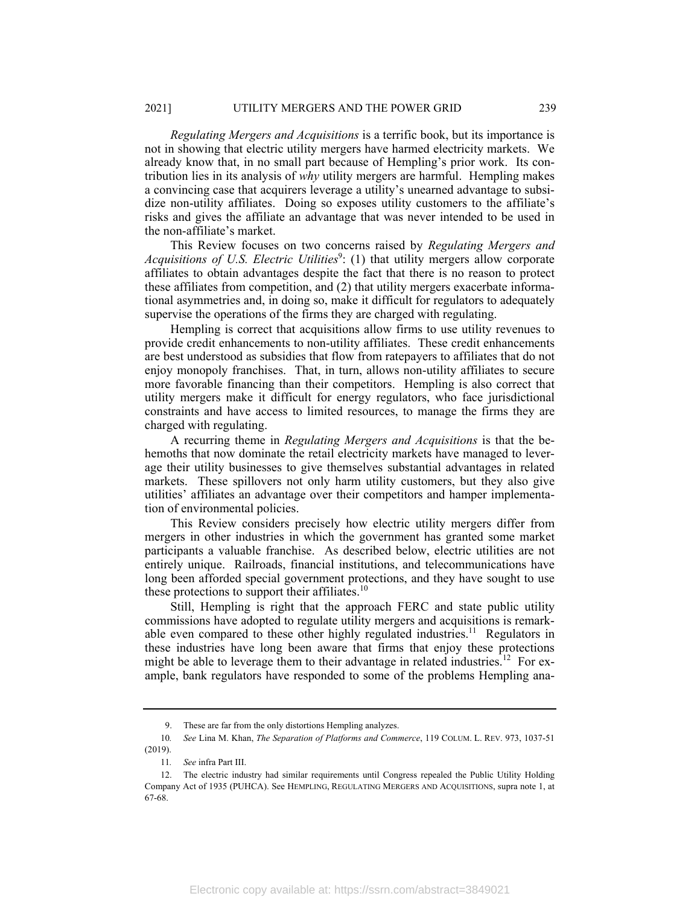*Regulating Mergers and Acquisitions* is a terrific book, but its importance is not in showing that electric utility mergers have harmed electricity markets. We already know that, in no small part because of Hempling's prior work. Its contribution lies in its analysis of *why* utility mergers are harmful. Hempling makes a convincing case that acquirers leverage a utility's unearned advantage to subsidize non-utility affiliates. Doing so exposes utility customers to the affiliate's risks and gives the affiliate an advantage that was never intended to be used in the non-affiliate's market.

This Review focuses on two concerns raised by *Regulating Mergers and Acquisitions of U.S. Electric Utilities*[9]: (1) that utility mergers allow corporate affiliates to obtain advantages despite the fact that there is no reason to protect these affiliates from competition, and (2) that utility mergers exacerbate informational asymmetries and, in doing so, make it difficult for regulators to adequately supervise the operations of the firms they are charged with regulating.

Hempling is correct that acquisitions allow firms to use utility revenues to provide credit enhancements to non-utility affiliates. These credit enhancements are best understood as subsidies that flow from ratepayers to affiliates that do not enjoy monopoly franchises. That, in turn, allows non-utility affiliates to secure more favorable financing than their competitors. Hempling is also correct that utility mergers make it difficult for energy regulators, who face jurisdictional constraints and have access to limited resources, to manage the firms they are charged with regulating.

A recurring theme in *Regulating Mergers and Acquisitions* is that the behemoths that now dominate the retail electricity markets have managed to leverage their utility businesses to give themselves substantial advantages in related markets. These spillovers not only harm utility customers, but they also give utilities' affiliates an advantage over their competitors and hamper implementation of environmental policies.

This Review considers precisely how electric utility mergers differ from mergers in other industries in which the government has granted some market participants a valuable franchise. As described below, electric utilities are not entirely unique. Railroads, financial institutions, and telecommunications have long been afforded special government protections, and they have sought to use these protections to support their affiliates.[10]

Still, Hempling is right that the approach FERC and state public utility commissions have adopted to regulate utility mergers and acquisitions is remarkable even compared to these other highly regulated industries.[11] Regulators in these industries have long been aware that firms that enjoy these protections might be able to leverage them to their advantage in related industries.[12] For example, bank regulators have responded to some of the problems Hempling ana-

---

9. These are far from the only distortions Hempling analyzes.

10. *See* Lina M. Khan, *The Separation of Platforms and Commerce*, 119 COLUM. L. REV. 973, 1037-51 (2019).

11. *See* infra Part III.

12. The electric industry had similar requirements until Congress repealed the Public Utility Holding Company Act of 1935 (PUHCA). See HEMPLING, REGULATING MERGERS AND ACQUISITIONS, supra note 1, at 67-68.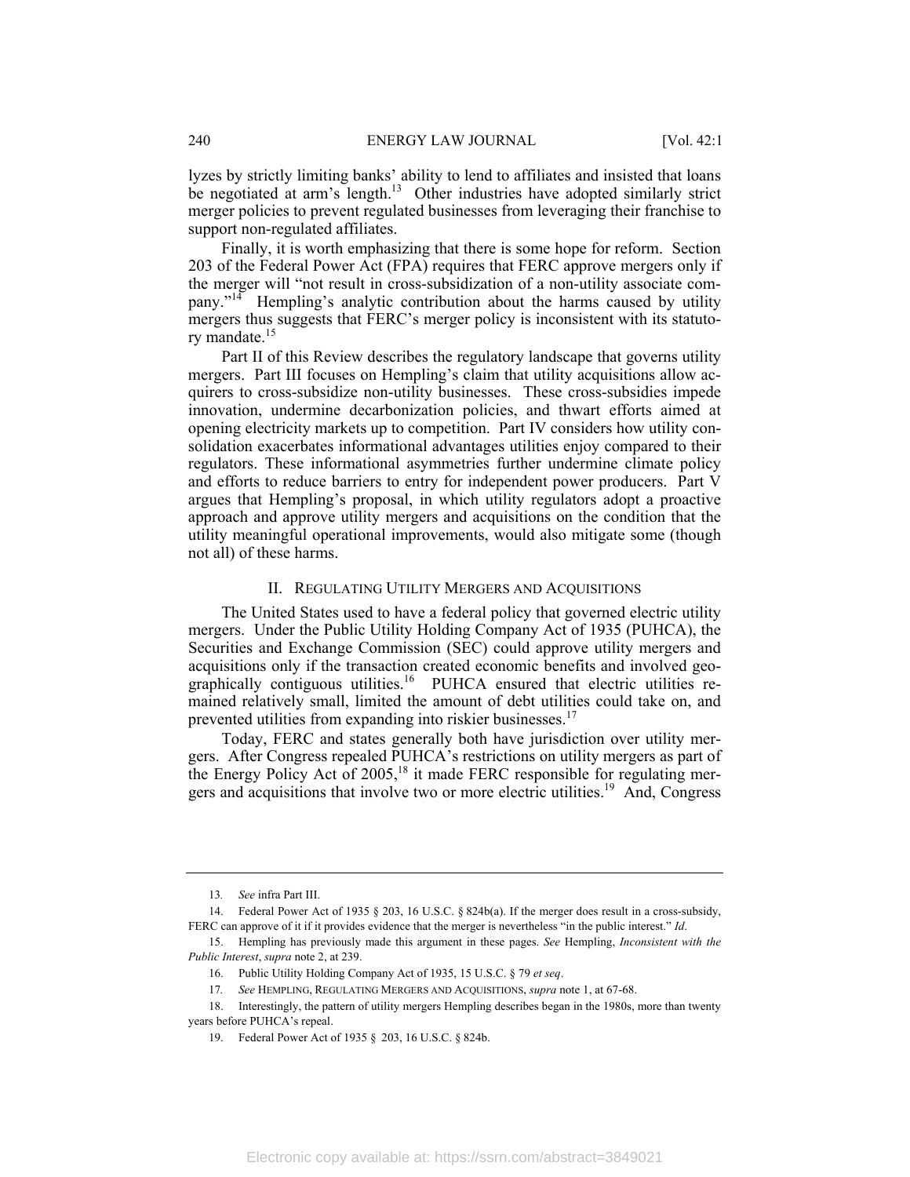lyzes by strictly limiting banks' ability to lend to affiliates and insisted that loans be negotiated at arm's length.[13] Other industries have adopted similarly strict merger policies to prevent regulated businesses from leveraging their franchise to support non-regulated affiliates.

Finally, it is worth emphasizing that there is some hope for reform. Section 203 of the Federal Power Act (FPA) requires that FERC approve mergers only if the merger will "not result in cross-subsidization of a non-utility associate company."[14] Hempling's analytic contribution about the harms caused by utility mergers thus suggests that FERC's merger policy is inconsistent with its statutory mandate.[15]

Part II of this Review describes the regulatory landscape that governs utility mergers. Part III focuses on Hempling's claim that utility acquisitions allow acquirers to cross-subsidize non-utility businesses. These cross-subsidies impede innovation, undermine decarbonization policies, and thwart efforts aimed at opening electricity markets up to competition. Part IV considers how utility consolidation exacerbates informational advantages utilities enjoy compared to their regulators. These informational asymmetries further undermine climate policy and efforts to reduce barriers to entry for independent power producers. Part V argues that Hempling's proposal, in which utility regulators adopt a proactive approach and approve utility mergers and acquisitions on the condition that the utility meaningful operational improvements, would also mitigate some (though not all) of these harms.

## II. REGULATING UTILITY MERGERS AND ACQUISITIONS

The United States used to have a federal policy that governed electric utility mergers. Under the Public Utility Holding Company Act of 1935 (PUHCA), the Securities and Exchange Commission (SEC) could approve utility mergers and acquisitions only if the transaction created economic benefits and involved geographically contiguous utilities.[16] PUHCA ensured that electric utilities remained relatively small, limited the amount of debt utilities could take on, and prevented utilities from expanding into riskier businesses.[17]

Today, FERC and states generally both have jurisdiction over utility mergers. After Congress repealed PUHCA's restrictions on utility mergers as part of the Energy Policy Act of 2005,[18] it made FERC responsible for regulating mergers and acquisitions that involve two or more electric utilities.[19] And, Congress

---

13. *See* infra Part III.

14. Federal Power Act of 1935 § 203, 16 U.S.C. § 824b(a). If the merger does result in a cross-subsidy, FERC can approve of it if it provides evidence that the merger is nevertheless "in the public interest." *Id*.

15. Hempling has previously made this argument in these pages. *See* Hempling, *Inconsistent with the Public Interest*, *supra* note 2, at 239.

16. Public Utility Holding Company Act of 1935, 15 U.S.C. § 79 *et seq*.

17. *See* HEMPLING, REGULATING MERGERS AND ACQUISITIONS, *supra* note 1, at 67-68.

18. Interestingly, the pattern of utility mergers Hempling describes began in the 1980s, more than twenty years before PUHCA's repeal.

19. Federal Power Act of 1935 § 203, 16 U.S.C. § 824b.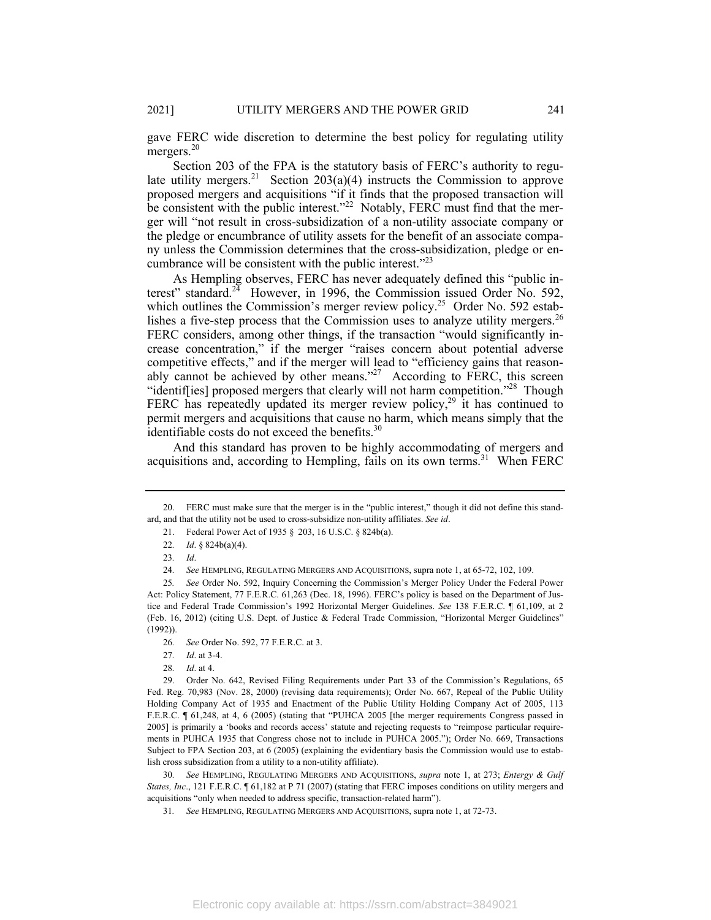gave FERC wide discretion to determine the best policy for regulating utility mergers.[20]

Section 203 of the FPA is the statutory basis of FERC's authority to regulate utility mergers.[21] Section 203(a)(4) instructs the Commission to approve proposed mergers and acquisitions "if it finds that the proposed transaction will be consistent with the public interest."[22] Notably, FERC must find that the merger will "not result in cross-subsidization of a non-utility associate company or the pledge or encumbrance of utility assets for the benefit of an associate company unless the Commission determines that the cross-subsidization, pledge or encumbrance will be consistent with the public interest."[23]

As Hempling observes, FERC has never adequately defined this "public interest" standard.[24] However, in 1996, the Commission issued Order No. 592, which outlines the Commission's merger review policy.[25] Order No. 592 establishes a five-step process that the Commission uses to analyze utility mergers.[26] FERC considers, among other things, if the transaction "would significantly increase concentration," if the merger "raises concern about potential adverse competitive effects," and if the merger will lead to "efficiency gains that reasonably cannot be achieved by other means."[27] According to FERC, this screen "identif[ies] proposed mergers that clearly will not harm competition."[28] Though FERC has repeatedly updated its merger review policy,[29] it has continued to permit mergers and acquisitions that cause no harm, which means simply that the identifiable costs do not exceed the benefits.[30]

And this standard has proven to be highly accommodating of mergers and acquisitions and, according to Hempling, fails on its own terms.[31] When FERC

---

20. FERC must make sure that the merger is in the "public interest," though it did not define this standard, and that the utility not be used to cross-subsidize non-utility affiliates. *See id*.

21. Federal Power Act of 1935 § 203, 16 U.S.C. § 824b(a).

22. *Id*. § 824b(a)(4).

23. *Id*.

24. *See* HEMPLING, REGULATING MERGERS AND ACQUISITIONS, supra note 1, at 65-72, 102, 109.

25. *See* Order No. 592, Inquiry Concerning the Commission's Merger Policy Under the Federal Power Act: Policy Statement, 77 F.E.R.C. 61,263 (Dec. 18, 1996). FERC's policy is based on the Department of Justice and Federal Trade Commission's 1992 Horizontal Merger Guidelines. *See* 138 F.E.R.C. ¶ 61,109, at 2 (Feb. 16, 2012) (citing U.S. Dept. of Justice & Federal Trade Commission, "Horizontal Merger Guidelines" (1992)).

26. *See* Order No. 592, 77 F.E.R.C. at 3.

27. *Id*. at 3-4.

28. *Id*. at 4.

29. Order No. 642, Revised Filing Requirements under Part 33 of the Commission's Regulations, 65 Fed. Reg. 70,983 (Nov. 28, 2000) (revising data requirements); Order No. 667, Repeal of the Public Utility Holding Company Act of 1935 and Enactment of the Public Utility Holding Company Act of 2005, 113 F.E.R.C. ¶ 61,248, at 4, 6 (2005) (stating that "PUHCA 2005 [the merger requirements Congress passed in 2005] is primarily a 'books and records access' statute and rejecting requests to "reimpose particular requirements in PUHCA 1935 that Congress chose not to include in PUHCA 2005."); Order No. 669, Transactions Subject to FPA Section 203, at 6 (2005) (explaining the evidentiary basis the Commission would use to establish cross subsidization from a utility to a non-utility affiliate).

30. *See* HEMPLING, REGULATING MERGERS AND ACQUISITIONS, *supra* note 1, at 273; *Entergy & Gulf States, Inc*., 121 F.E.R.C. ¶ 61,182 at P 71 (2007) (stating that FERC imposes conditions on utility mergers and acquisitions "only when needed to address specific, transaction-related harm").

31. *See* HEMPLING, REGULATING MERGERS AND ACQUISITIONS, supra note 1, at 72-73.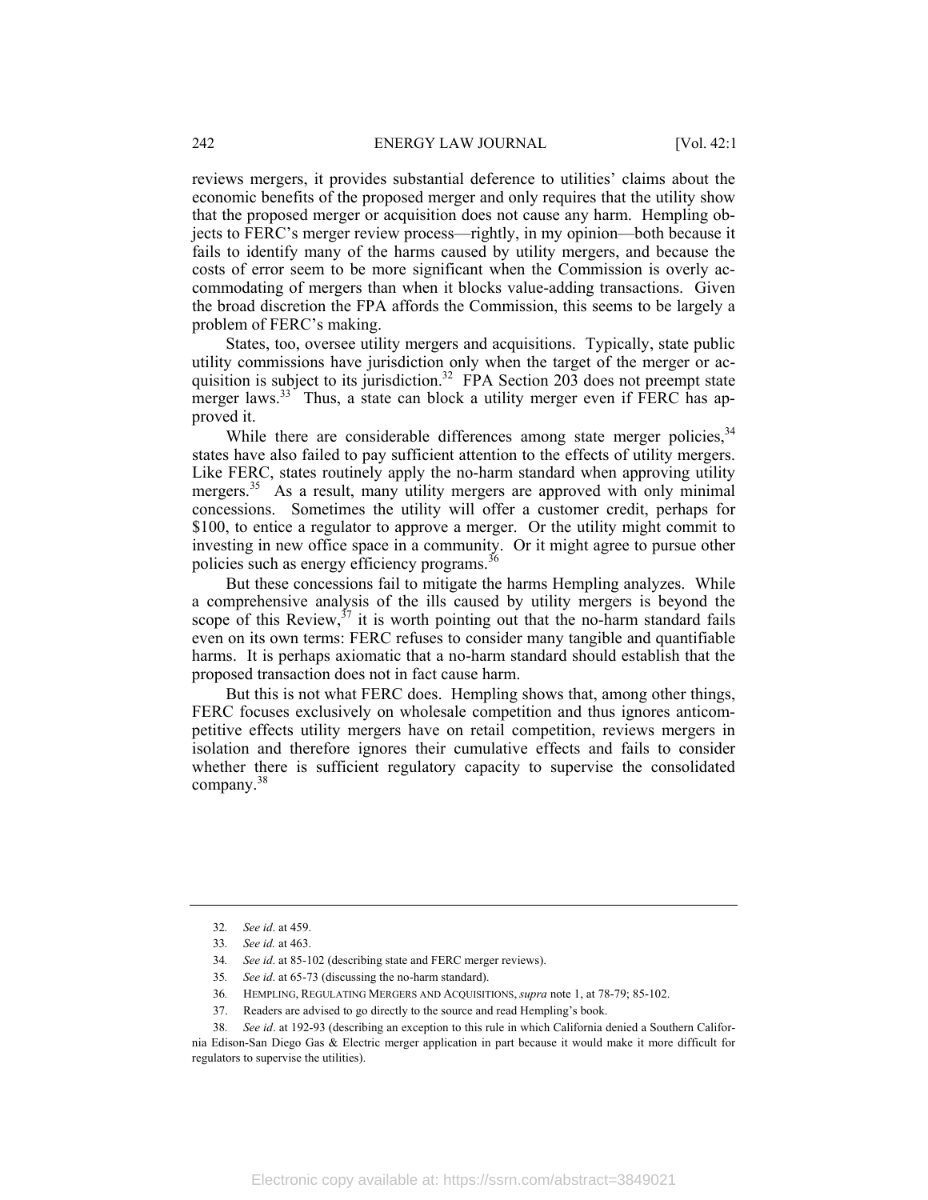reviews mergers, it provides substantial deference to utilities' claims about the economic benefits of the proposed merger and only requires that the utility show that the proposed merger or acquisition does not cause any harm. Hempling objects to FERC's merger review process—rightly, in my opinion—both because it fails to identify many of the harms caused by utility mergers, and because the costs of error seem to be more significant when the Commission is overly accommodating of mergers than when it blocks value-adding transactions. Given the broad discretion the FPA affords the Commission, this seems to be largely a problem of FERC's making.

States, too, oversee utility mergers and acquisitions. Typically, state public utility commissions have jurisdiction only when the target of the merger or acquisition is subject to its jurisdiction.[32] FPA Section 203 does not preempt state merger laws.[33] Thus, a state can block a utility merger even if FERC has approved it.

While there are considerable differences among state merger policies,[34] states have also failed to pay sufficient attention to the effects of utility mergers. Like FERC, states routinely apply the no-harm standard when approving utility mergers.[35] As a result, many utility mergers are approved with only minimal concessions. Sometimes the utility will offer a customer credit, perhaps for $100, to entice a regulator to approve a merger. Or the utility might commit to investing in new office space in a community. Or it might agree to pursue other policies such as energy efficiency programs.[36]

But these concessions fail to mitigate the harms Hempling analyzes. While a comprehensive analysis of the ills caused by utility mergers is beyond the scope of this Review,[37] it is worth pointing out that the no-harm standard fails even on its own terms: FERC refuses to consider many tangible and quantifiable harms. It is perhaps axiomatic that a no-harm standard should establish that the proposed transaction does not in fact cause harm.

But this is not what FERC does. Hempling shows that, among other things, FERC focuses exclusively on wholesale competition and thus ignores anticompetitive effects utility mergers have on retail competition, reviews mergers in isolation and therefore ignores their cumulative effects and fails to consider whether there is sufficient regulatory capacity to supervise the consolidated company.[38]

---

32. *See id*. at 459.

33. *See id.* at 463.

34. *See id*. at 85-102 (describing state and FERC merger reviews).

35. *See id*. at 65-73 (discussing the no-harm standard).

36. HEMPLING, REGULATING MERGERS AND ACQUISITIONS, *supra* note 1, at 78-79; 85-102.

37. Readers are advised to go directly to the source and read Hempling's book.

38. *See id*. at 192-93 (describing an exception to this rule in which California denied a Southern California Edison-San Diego Gas & Electric merger application in part because it would make it more difficult for regulators to supervise the utilities).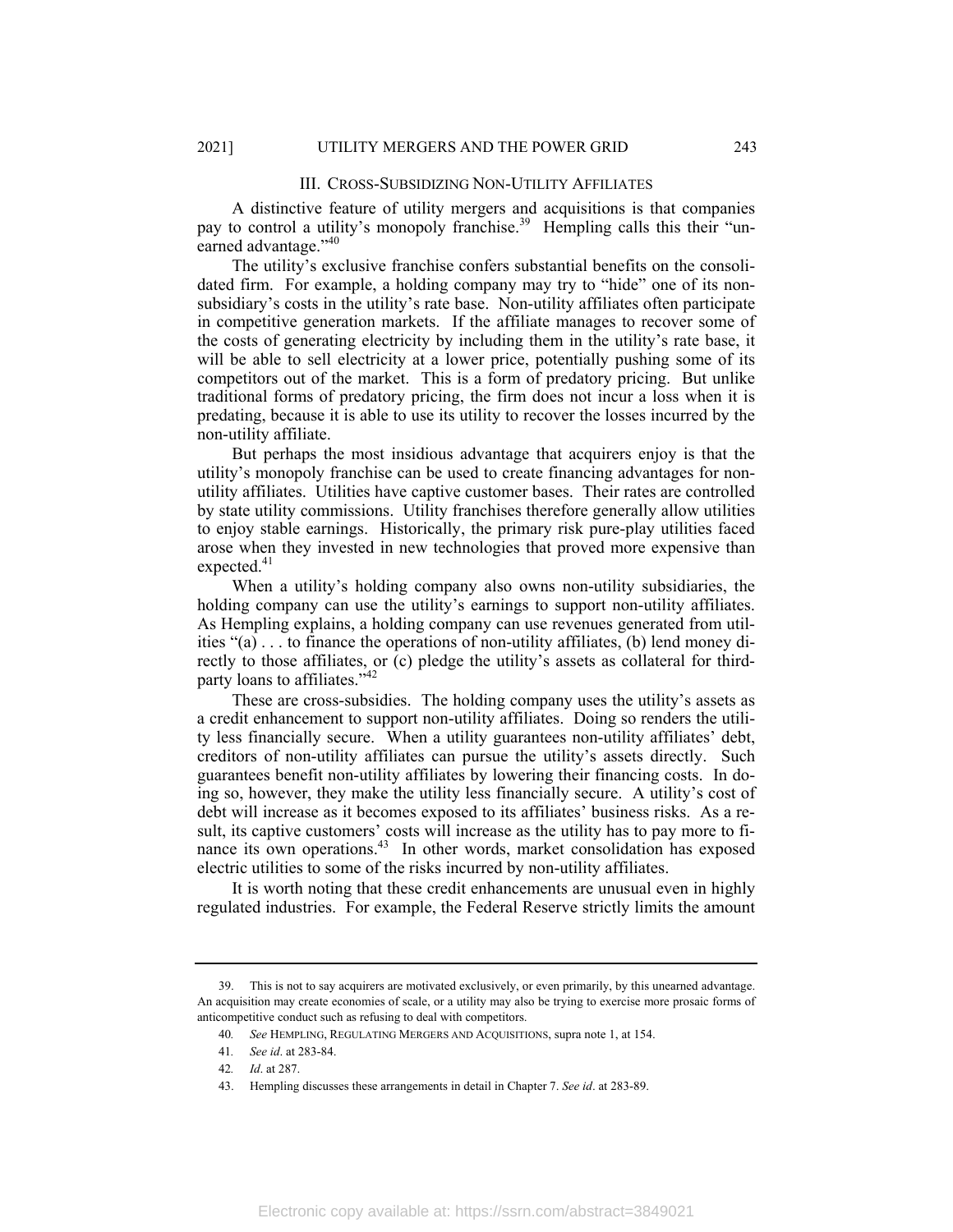## III. CROSS-SUBSIDIZING NON-UTILITY AFFILIATES

A distinctive feature of utility mergers and acquisitions is that companies pay to control a utility's monopoly franchise.[39] Hempling calls this their "unearned advantage."[40]

The utility's exclusive franchise confers substantial benefits on the consolidated firm. For example, a holding company may try to "hide" one of its non-subsidiary's costs in the utility's rate base. Non-utility affiliates often participate in competitive generation markets. If the affiliate manages to recover some of the costs of generating electricity by including them in the utility's rate base, it will be able to sell electricity at a lower price, potentially pushing some of its competitors out of the market. This is a form of predatory pricing. But unlike traditional forms of predatory pricing, the firm does not incur a loss when it is predating, because it is able to use its utility to recover the losses incurred by the non-utility affiliate.

But perhaps the most insidious advantage that acquirers enjoy is that the utility's monopoly franchise can be used to create financing advantages for non-utility affiliates. Utilities have captive customer bases. Their rates are controlled by state utility commissions. Utility franchises therefore generally allow utilities to enjoy stable earnings. Historically, the primary risk pure-play utilities faced arose when they invested in new technologies that proved more expensive than expected.[41]

When a utility's holding company also owns non-utility subsidiaries, the holding company can use the utility's earnings to support non-utility affiliates. As Hempling explains, a holding company can use revenues generated from utilities "(a) . . . to finance the operations of non-utility affiliates, (b) lend money directly to those affiliates, or (c) pledge the utility's assets as collateral for third-party loans to affiliates."[42]

These are cross-subsidies. The holding company uses the utility's assets as a credit enhancement to support non-utility affiliates. Doing so renders the utility less financially secure. When a utility guarantees non-utility affiliates' debt, creditors of non-utility affiliates can pursue the utility's assets directly. Such guarantees benefit non-utility affiliates by lowering their financing costs. In doing so, however, they make the utility less financially secure. A utility's cost of debt will increase as it becomes exposed to its affiliates' business risks. As a result, its captive customers' costs will increase as the utility has to pay more to finance its own operations.[43] In other words, market consolidation has exposed electric utilities to some of the risks incurred by non-utility affiliates.

It is worth noting that these credit enhancements are unusual even in highly regulated industries. For example, the Federal Reserve strictly limits the amount

---

39. This is not to say acquirers are motivated exclusively, or even primarily, by this unearned advantage. An acquisition may create economies of scale, or a utility may also be trying to exercise more prosaic forms of anticompetitive conduct such as refusing to deal with competitors.

40. *See* HEMPLING, REGULATING MERGERS AND ACQUISITIONS, supra note 1, at 154.

41. *See id*. at 283-84.

42. *Id*. at 287.

43. Hempling discusses these arrangements in detail in Chapter 7. *See id*. at 283-89.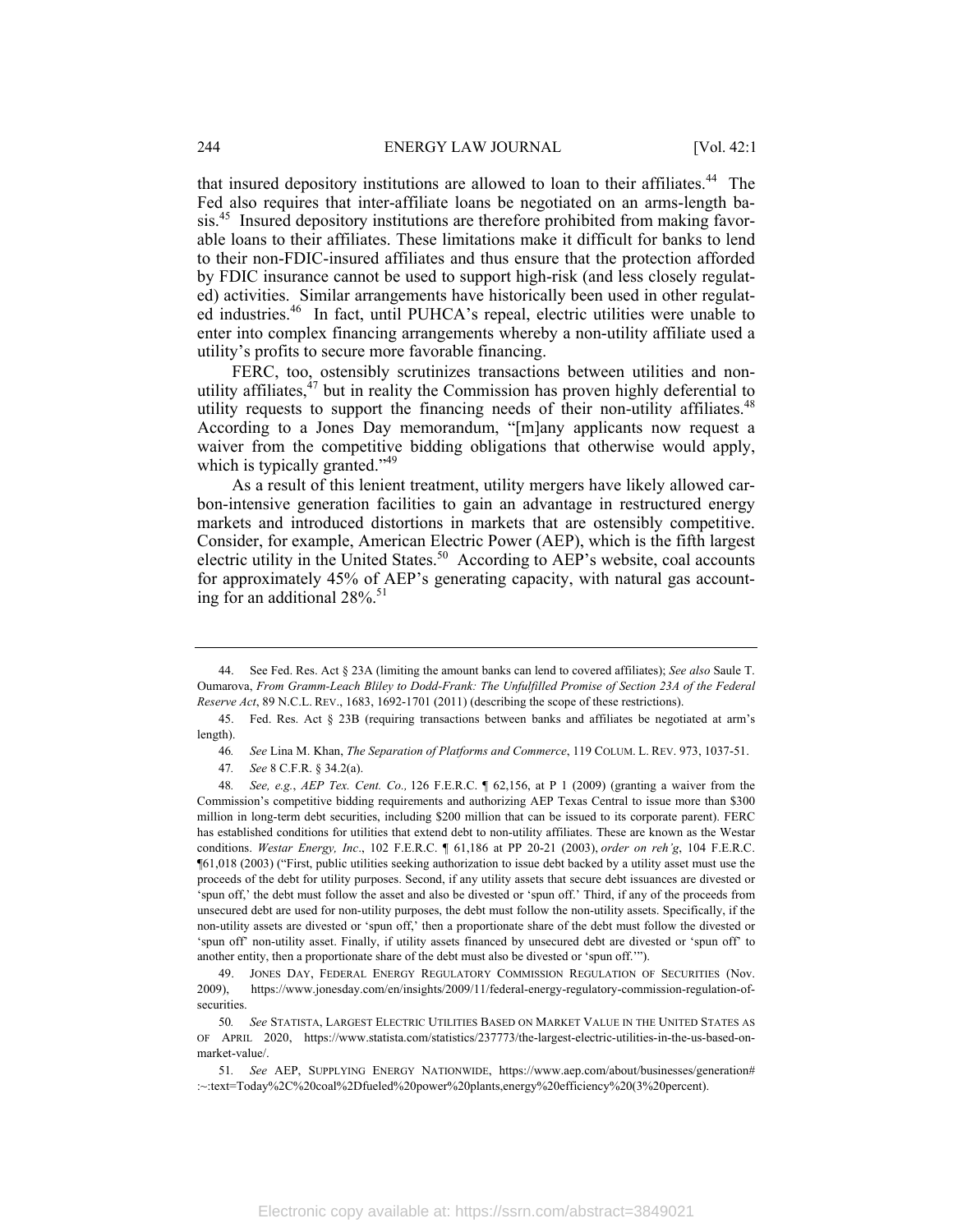that insured depository institutions are allowed to loan to their affiliates.[44] The Fed also requires that inter-affiliate loans be negotiated on an arms-length basis.[45] Insured depository institutions are therefore prohibited from making favorable loans to their affiliates. These limitations make it difficult for banks to lend to their non-FDIC-insured affiliates and thus ensure that the protection afforded by FDIC insurance cannot be used to support high-risk (and less closely regulated) activities. Similar arrangements have historically been used in other regulated industries.[46] In fact, until PUHCA's repeal, electric utilities were unable to enter into complex financing arrangements whereby a non-utility affiliate used a utility's profits to secure more favorable financing.

FERC, too, ostensibly scrutinizes transactions between utilities and non-utility affiliates,[47] but in reality the Commission has proven highly deferential to utility requests to support the financing needs of their non-utility affiliates.[48] According to a Jones Day memorandum, "[m]any applicants now request a waiver from the competitive bidding obligations that otherwise would apply, which is typically granted."[49]

As a result of this lenient treatment, utility mergers have likely allowed carbon-intensive generation facilities to gain an advantage in restructured energy markets and introduced distortions in markets that are ostensibly competitive. Consider, for example, American Electric Power (AEP), which is the fifth largest electric utility in the United States.[50] According to AEP's website, coal accounts for approximately 45% of AEP's generating capacity, with natural gas accounting for an additional 28%.[51]

---

44. See Fed. Res. Act § 23A (limiting the amount banks can lend to covered affiliates); *See also* Saule T. Oumarova, *From Gramm-Leach Bliley to Dodd-Frank: The Unfulfilled Promise of Section 23A of the Federal Reserve Act*, 89 N.C.L. REV., 1683, 1692-1701 (2011) (describing the scope of these restrictions).

45. Fed. Res. Act § 23B (requiring transactions between banks and affiliates be negotiated at arm's length).

46. *See* Lina M. Khan, *The Separation of Platforms and Commerce*, 119 COLUM. L. REV. 973, 1037-51.

47. *See* 8 C.F.R. § 34.2(a).

48. *See, e.g.*, *AEP Tex. Cent. Co.,* 126 F.E.R.C. ¶ 62,156, at P 1 (2009) (granting a waiver from the Commission's competitive bidding requirements and authorizing AEP Texas Central to issue more than $300 million in long-term debt securities, including $200 million that can be issued to its corporate parent). FERC has established conditions for utilities that extend debt to non-utility affiliates. These are known as the Westar conditions. *Westar Energy, Inc*., 102 F.E.R.C. ¶ 61,186 at PP 20-21 (2003), *order on reh'g*, 104 F.E.R.C. ¶61,018 (2003) ("First, public utilities seeking authorization to issue debt backed by a utility asset must use the proceeds of the debt for utility purposes. Second, if any utility assets that secure debt issuances are divested or 'spun off,' the debt must follow the asset and also be divested or 'spun off.' Third, if any of the proceeds from unsecured debt are used for non-utility purposes, the debt must follow the non-utility assets. Specifically, if the non-utility assets are divested or 'spun off,' then a proportionate share of the debt must follow the divested or 'spun off' non-utility asset. Finally, if utility assets financed by unsecured debt are divested or 'spun off' to another entity, then a proportionate share of the debt must also be divested or 'spun off.'").

49. JONES DAY, FEDERAL ENERGY REGULATORY COMMISSION REGULATION OF SECURITIES (Nov. 2009), https://www.jonesday.com/en/insights/2009/11/federal-energy-regulatory-commission-regulation-of-securities.

50. *See* STATISTA, LARGEST ELECTRIC UTILITIES BASED ON MARKET VALUE IN THE UNITED STATES AS OF APRIL 2020, https://www.statista.com/statistics/237773/the-largest-electric-utilities-in-the-us-based-on-market-value/.

51. *See* AEP, SUPPLYING ENERGY NATIONWIDE, https://www.aep.com/about/businesses/generation#:~:text=Today%2C%20coal%2Dfueled%20power%20plants,energy%20efficiency%20(3%20percent).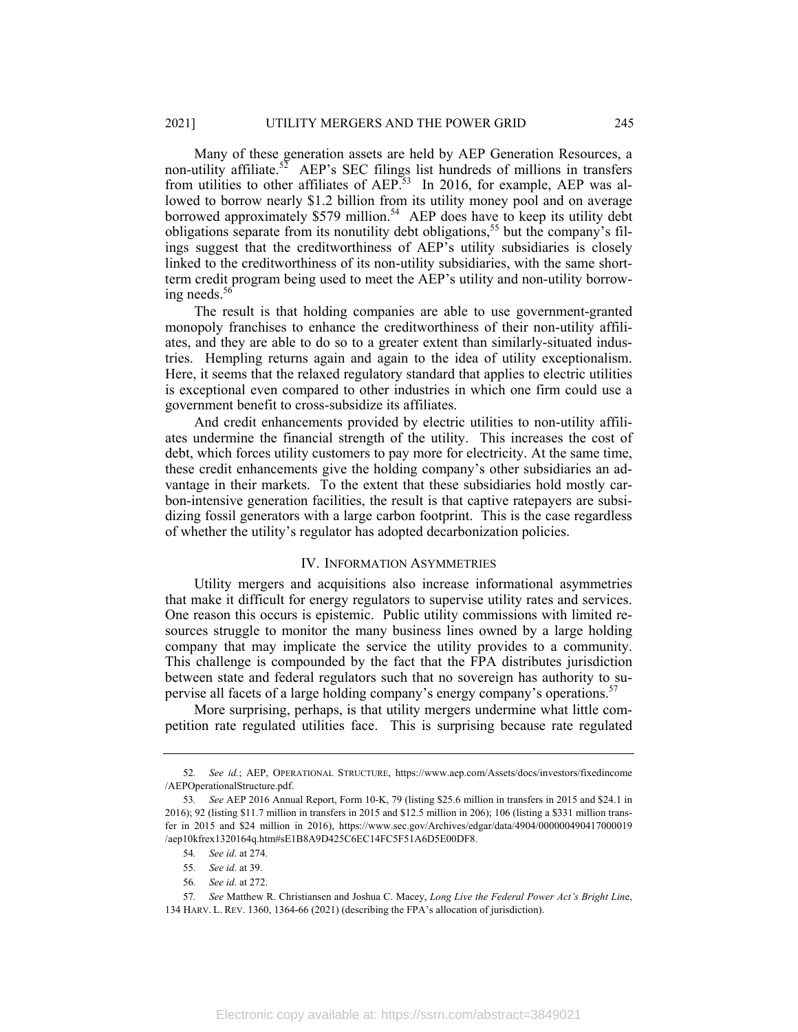Many of these generation assets are held by AEP Generation Resources, a non-utility affiliate.[52] AEP's SEC filings list hundreds of millions in transfers from utilities to other affiliates of AEP.[53] In 2016, for example, AEP was allowed to borrow nearly $1.2 billion from its utility money pool and on average borrowed approximately $579 million.[54] AEP does have to keep its utility debt obligations separate from its nonutility debt obligations,[55] but the company's filings suggest that the creditworthiness of AEP's utility subsidiaries is closely linked to the creditworthiness of its non-utility subsidiaries, with the same short-term credit program being used to meet the AEP's utility and non-utility borrowing needs.[56]

The result is that holding companies are able to use government-granted monopoly franchises to enhance the creditworthiness of their non-utility affiliates, and they are able to do so to a greater extent than similarly-situated industries. Hempling returns again and again to the idea of utility exceptionalism. Here, it seems that the relaxed regulatory standard that applies to electric utilities is exceptional even compared to other industries in which one firm could use a government benefit to cross-subsidize its affiliates.

And credit enhancements provided by electric utilities to non-utility affiliates undermine the financial strength of the utility. This increases the cost of debt, which forces utility customers to pay more for electricity. At the same time, these credit enhancements give the holding company's other subsidiaries an advantage in their markets. To the extent that these subsidiaries hold mostly carbon-intensive generation facilities, the result is that captive ratepayers are subsidizing fossil generators with a large carbon footprint. This is the case regardless of whether the utility's regulator has adopted decarbonization policies.

## IV. INFORMATION ASYMMETRIES

Utility mergers and acquisitions also increase informational asymmetries that make it difficult for energy regulators to supervise utility rates and services. One reason this occurs is epistemic. Public utility commissions with limited resources struggle to monitor the many business lines owned by a large holding company that may implicate the service the utility provides to a community. This challenge is compounded by the fact that the FPA distributes jurisdiction between state and federal regulators such that no sovereign has authority to supervise all facets of a large holding company's energy company's operations.[57]

More surprising, perhaps, is that utility mergers undermine what little competition rate regulated utilities face. This is surprising because rate regulated

---

52. *See id.*; AEP, OPERATIONAL STRUCTURE, https://www.aep.com/Assets/docs/investors/fixedincome/AEPOperationalStructure.pdf.

53. *See* AEP 2016 Annual Report, Form 10-K, 79 (listing $25.6 million in transfers in 2015 and $24.1 in 2016); 92 (listing $11.7 million in transfers in 2015 and $12.5 million in 206); 106 (listing a $331 million transfer in 2015 and $24 million in 2016), https://www.sec.gov/Archives/edgar/data/4904/000000490417000019/aep10kfrex1320164q.htm#sE1B8A9D425C6EC14FC5F51A6D5E00DF8.

54. *See id.* at 274.

55. *See id.* at 39.

56. *See id.* at 272.

57. *See* Matthew R. Christiansen and Joshua C. Macey, *Long Live the Federal Power Act's Bright Line*, 134 HARV. L. REV. 1360, 1364-66 (2021) (describing the FPA's allocation of jurisdiction).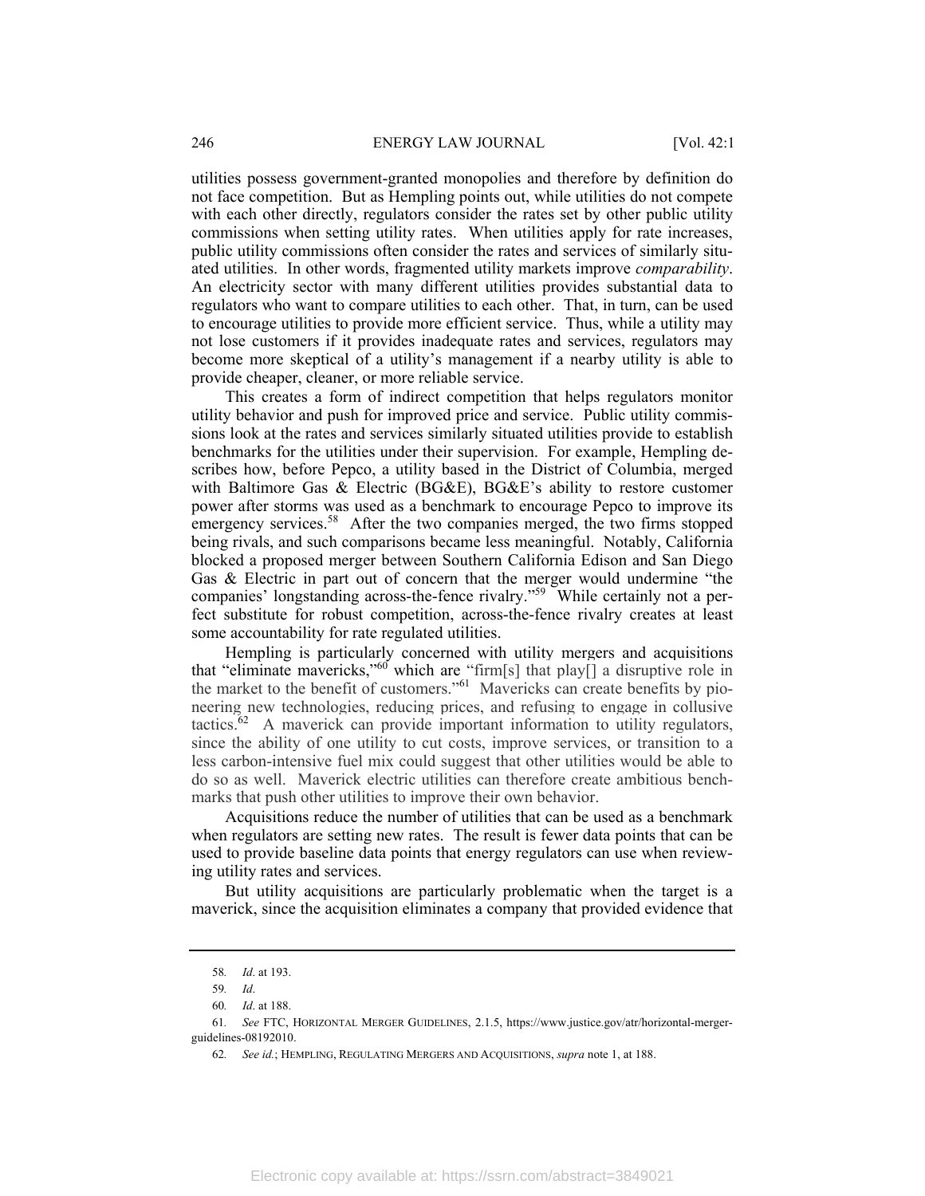utilities possess government-granted monopolies and therefore by definition do not face competition. But as Hempling points out, while utilities do not compete with each other directly, regulators consider the rates set by other public utility commissions when setting utility rates. When utilities apply for rate increases, public utility commissions often consider the rates and services of similarly situated utilities. In other words, fragmented utility markets improve *comparability*. An electricity sector with many different utilities provides substantial data to regulators who want to compare utilities to each other. That, in turn, can be used to encourage utilities to provide more efficient service. Thus, while a utility may not lose customers if it provides inadequate rates and services, regulators may become more skeptical of a utility's management if a nearby utility is able to provide cheaper, cleaner, or more reliable service.

This creates a form of indirect competition that helps regulators monitor utility behavior and push for improved price and service. Public utility commissions look at the rates and services similarly situated utilities provide to establish benchmarks for the utilities under their supervision. For example, Hempling describes how, before Pepco, a utility based in the District of Columbia, merged with Baltimore Gas & Electric (BG&E), BG&E's ability to restore customer power after storms was used as a benchmark to encourage Pepco to improve its emergency services.[58] After the two companies merged, the two firms stopped being rivals, and such comparisons became less meaningful. Notably, California blocked a proposed merger between Southern California Edison and San Diego Gas & Electric in part out of concern that the merger would undermine "the companies' longstanding across-the-fence rivalry."[59] While certainly not a perfect substitute for robust competition, across-the-fence rivalry creates at least some accountability for rate regulated utilities.

Hempling is particularly concerned with utility mergers and acquisitions that "eliminate mavericks,"[60] which are "firm[s] that play[] a disruptive role in the market to the benefit of customers."[61] Mavericks can create benefits by pioneering new technologies, reducing prices, and refusing to engage in collusive tactics.[62] A maverick can provide important information to utility regulators, since the ability of one utility to cut costs, improve services, or transition to a less carbon-intensive fuel mix could suggest that other utilities would be able to do so as well. Maverick electric utilities can therefore create ambitious benchmarks that push other utilities to improve their own behavior.

Acquisitions reduce the number of utilities that can be used as a benchmark when regulators are setting new rates. The result is fewer data points that can be used to provide baseline data points that energy regulators can use when reviewing utility rates and services.

But utility acquisitions are particularly problematic when the target is a maverick, since the acquisition eliminates a company that provided evidence that

---

58. *Id*. at 193.

59. *Id*.

60. *Id*. at 188.

61. *See* FTC, HORIZONTAL MERGER GUIDELINES, 2.1.5, https://www.justice.gov/atr/horizontal-merger-guidelines-08192010.

62. *See id.*; HEMPLING, REGULATING MERGERS AND ACQUISITIONS, *supra* note 1, at 188.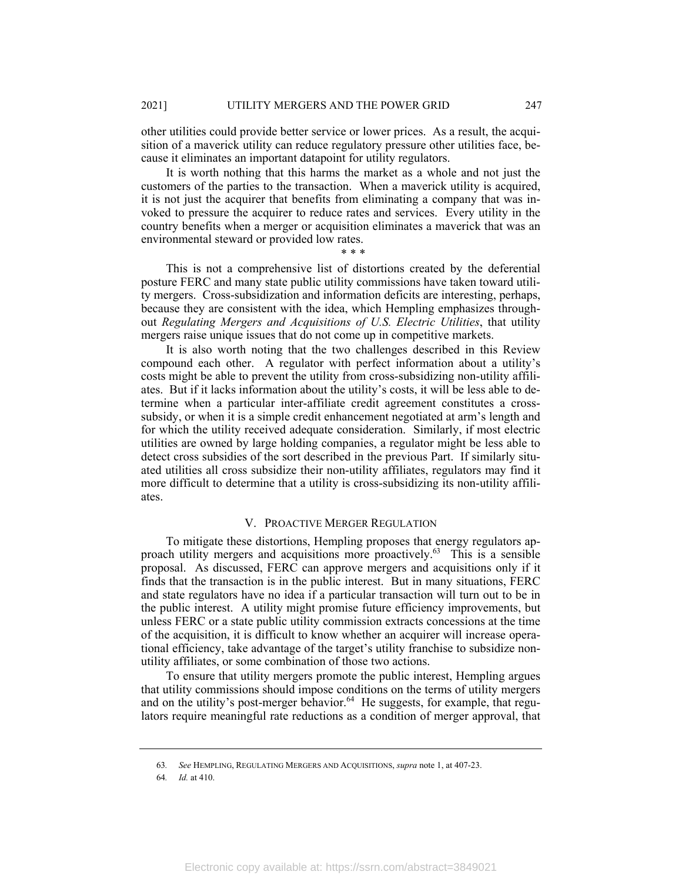other utilities could provide better service or lower prices. As a result, the acquisition of a maverick utility can reduce regulatory pressure other utilities face, because it eliminates an important datapoint for utility regulators.

It is worth nothing that this harms the market as a whole and not just the customers of the parties to the transaction. When a maverick utility is acquired, it is not just the acquirer that benefits from eliminating a company that was invoked to pressure the acquirer to reduce rates and services. Every utility in the country benefits when a merger or acquisition eliminates a maverick that was an environmental steward or provided low rates.

\* \* \*

This is not a comprehensive list of distortions created by the deferential posture FERC and many state public utility commissions have taken toward utility mergers. Cross-subsidization and information deficits are interesting, perhaps, because they are consistent with the idea, which Hempling emphasizes throughout *Regulating Mergers and Acquisitions of U.S. Electric Utilities*, that utility mergers raise unique issues that do not come up in competitive markets.

It is also worth noting that the two challenges described in this Review compound each other. A regulator with perfect information about a utility's costs might be able to prevent the utility from cross-subsidizing non-utility affiliates. But if it lacks information about the utility's costs, it will be less able to determine when a particular inter-affiliate credit agreement constitutes a cross-subsidy, or when it is a simple credit enhancement negotiated at arm's length and for which the utility received adequate consideration. Similarly, if most electric utilities are owned by large holding companies, a regulator might be less able to detect cross subsidies of the sort described in the previous Part. If similarly situated utilities all cross subsidize their non-utility affiliates, regulators may find it more difficult to determine that a utility is cross-subsidizing its non-utility affiliates.

## V. Proactive Merger Regulation

To mitigate these distortions, Hempling proposes that energy regulators approach utility mergers and acquisitions more proactively.[63] This is a sensible proposal. As discussed, FERC can approve mergers and acquisitions only if it finds that the transaction is in the public interest. But in many situations, FERC and state regulators have no idea if a particular transaction will turn out to be in the public interest. A utility might promise future efficiency improvements, but unless FERC or a state public utility commission extracts concessions at the time of the acquisition, it is difficult to know whether an acquirer will increase operational efficiency, take advantage of the target's utility franchise to subsidize non-utility affiliates, or some combination of those two actions.

To ensure that utility mergers promote the public interest, Hempling argues that utility commissions should impose conditions on the terms of utility mergers and on the utility's post-merger behavior.[64] He suggests, for example, that regulators require meaningful rate reductions as a condition of merger approval, that

---

63. *See* Hempling, Regulating Mergers and Acquisitions, *supra* note 1, at 407-23.

64. *Id.* at 410.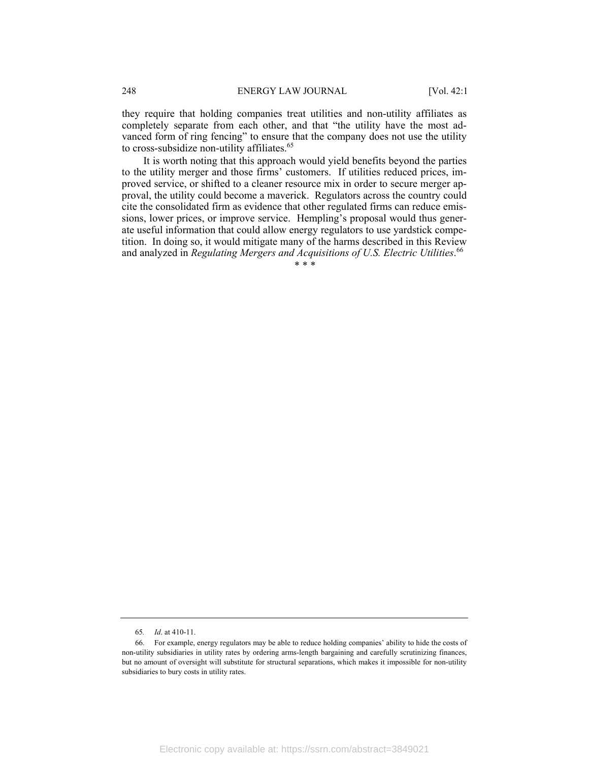they require that holding companies treat utilities and non-utility affiliates as completely separate from each other, and that "the utility have the most advanced form of ring fencing" to ensure that the company does not use the utility to cross-subsidize non-utility affiliates.[65]

It is worth noting that this approach would yield benefits beyond the parties to the utility merger and those firms' customers. If utilities reduced prices, improved service, or shifted to a cleaner resource mix in order to secure merger approval, the utility could become a maverick. Regulators across the country could cite the consolidated firm as evidence that other regulated firms can reduce emissions, lower prices, or improve service. Hempling's proposal would thus generate useful information that could allow energy regulators to use yardstick competition. In doing so, it would mitigate many of the harms described in this Review and analyzed in *Regulating Mergers and Acquisitions of U.S. Electric Utilities*.[66]

\* \* \*

---

65. *Id*. at 410-11.

66. For example, energy regulators may be able to reduce holding companies' ability to hide the costs of non-utility subsidiaries in utility rates by ordering arms-length bargaining and carefully scrutinizing finances, but no amount of oversight will substitute for structural separations, which makes it impossible for non-utility subsidiaries to bury costs in utility rates.

Electronic copy available at: https://ssrn.com/abstract=3849021